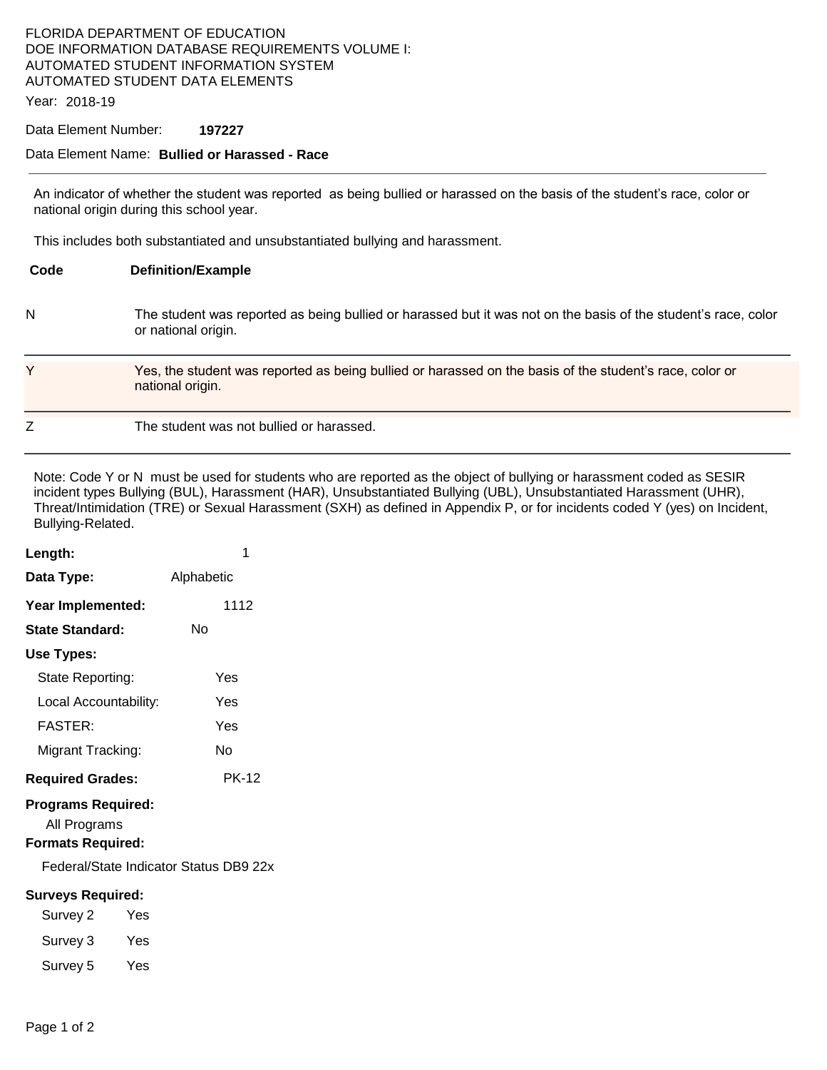FLORIDA DEPARTMENT OF EDUCATION
DOE INFORMATION DATABASE REQUIREMENTS VOLUME I:
AUTOMATED STUDENT INFORMATION SYSTEM
AUTOMATED STUDENT DATA ELEMENTS

Year: 2018-19

Data Element Number: **197227**

Data Element Name: **Bullied or Harassed - Race**

---

An indicator of whether the student was reported as being bullied or harassed on the basis of the student's race, color or national origin during this school year.

This includes both substantiated and unsubstantiated bullying and harassment.

| Code | Definition/Example |
|---|---|
| N | The student was reported as being bullied or harassed but it was not on the basis of the student's race, color or national origin. |
| Y | Yes, the student was reported as being bullied or harassed on the basis of the student's race, color or national origin. |
| Z | The student was not bullied or harassed. |

Note: Code Y or N must be used for students who are reported as the object of bullying or harassment coded as SESIR incident types Bullying (BUL), Harassment (HAR), Unsubstantiated Bullying (UBL), Unsubstantiated Harassment (UHR), Threat/Intimidation (TRE) or Sexual Harassment (SXH) as defined in Appendix P, or for incidents coded Y (yes) on Incident, Bullying-Related.

**Length:** 1

**Data Type:** Alphabetic

**Year Implemented:** 1112

**State Standard:** No

**Use Types:**

- State Reporting: Yes
- Local Accountability: Yes
- FASTER: Yes
- Migrant Tracking: No

**Required Grades:** PK-12

**Programs Required:**

All Programs

**Formats Required:**

Federal/State Indicator Status DB9 22x

**Surveys Required:**

- Survey 2 Yes
- Survey 3 Yes
- Survey 5 Yes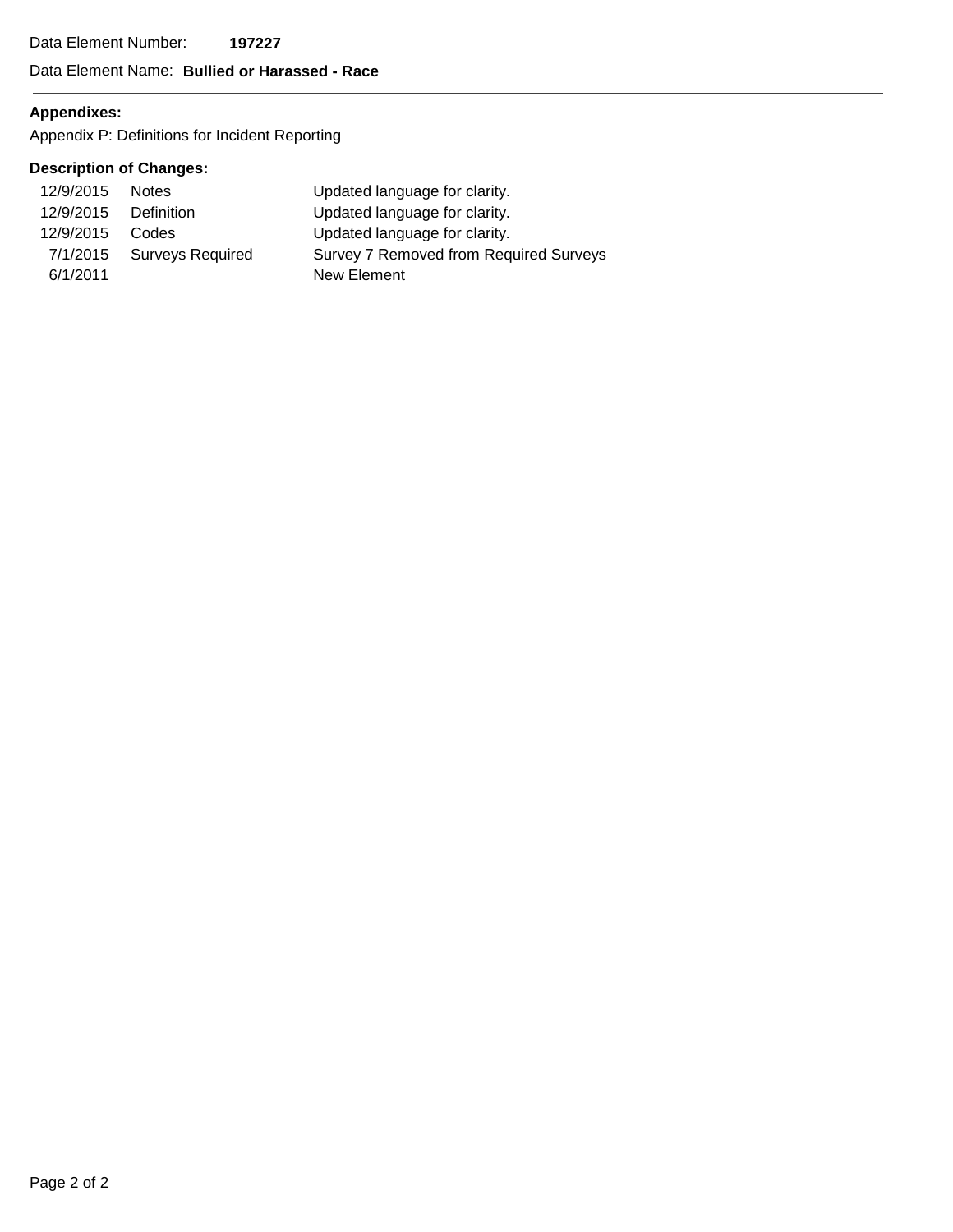Data Element Number: **197227**

Data Element Name: **Bullied or Harassed - Race**

---

**Appendixes:**

Appendix P: Definitions for Incident Reporting

**Description of Changes:**

| | | |
|---|---|---|
| 12/9/2015 | Notes | Updated language for clarity. |
| 12/9/2015 | Definition | Updated language for clarity. |
| 12/9/2015 | Codes | Updated language for clarity. |
| 7/1/2015 | Surveys Required | Survey 7 Removed from Required Surveys |
| 6/1/2011 | | New Element |